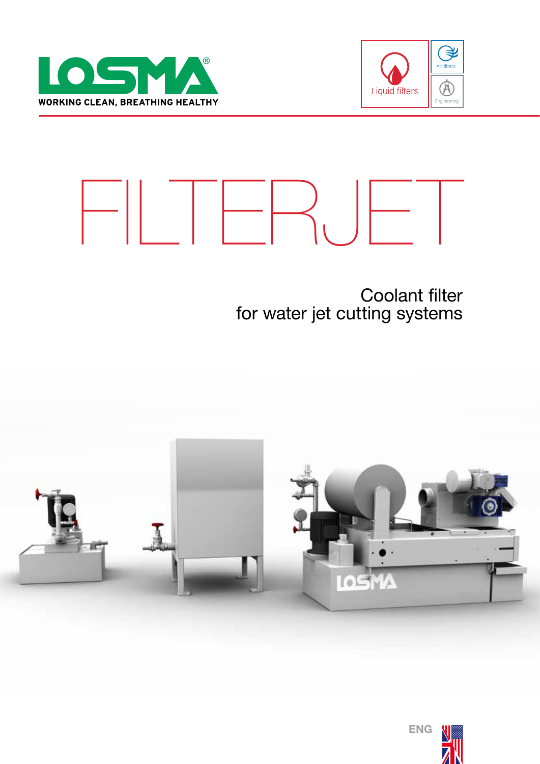LOSMA®

WORKING CLEAN, BREATHING HEALTHY

Liquid filters

Air filters

Engineering

# FILTERJET

## Coolant filter for water jet cutting systems

ENG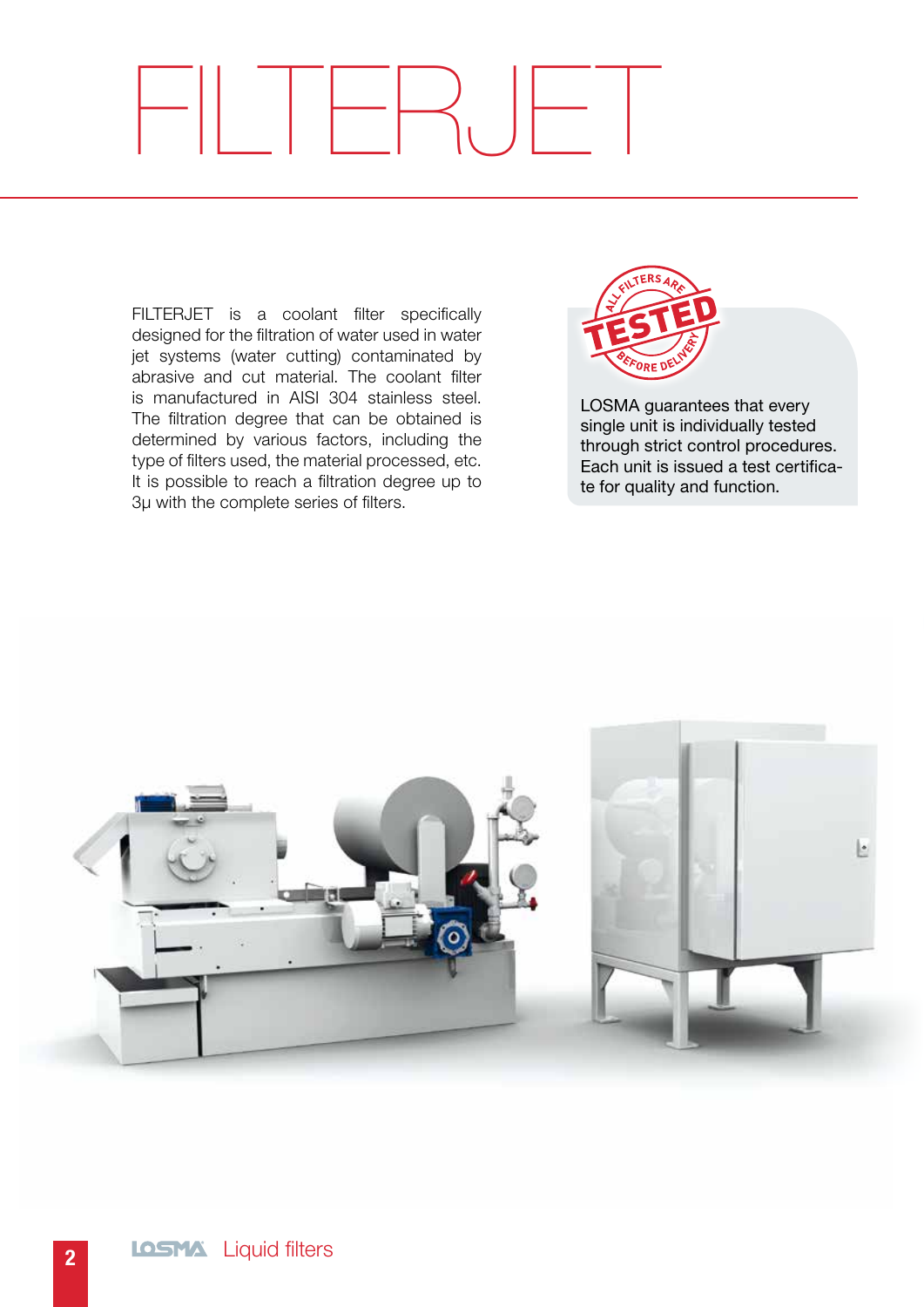# FILTERJET

FILTERJET is a coolant filter specifically designed for the filtration of water used in water jet systems (water cutting) contaminated by abrasive and cut material. The coolant filter is manufactured in AISI 304 stainless steel. The filtration degree that can be obtained is determined by various factors, including the type of filters used, the material processed, etc. It is possible to reach a filtration degree up to 3μ with the complete series of filters.

ALL FILTERS ARE TESTED BEFORE DELIVERY

LOSMA guarantees that every single unit is individually tested through strict control procedures. Each unit is issued a test certificate for quality and function.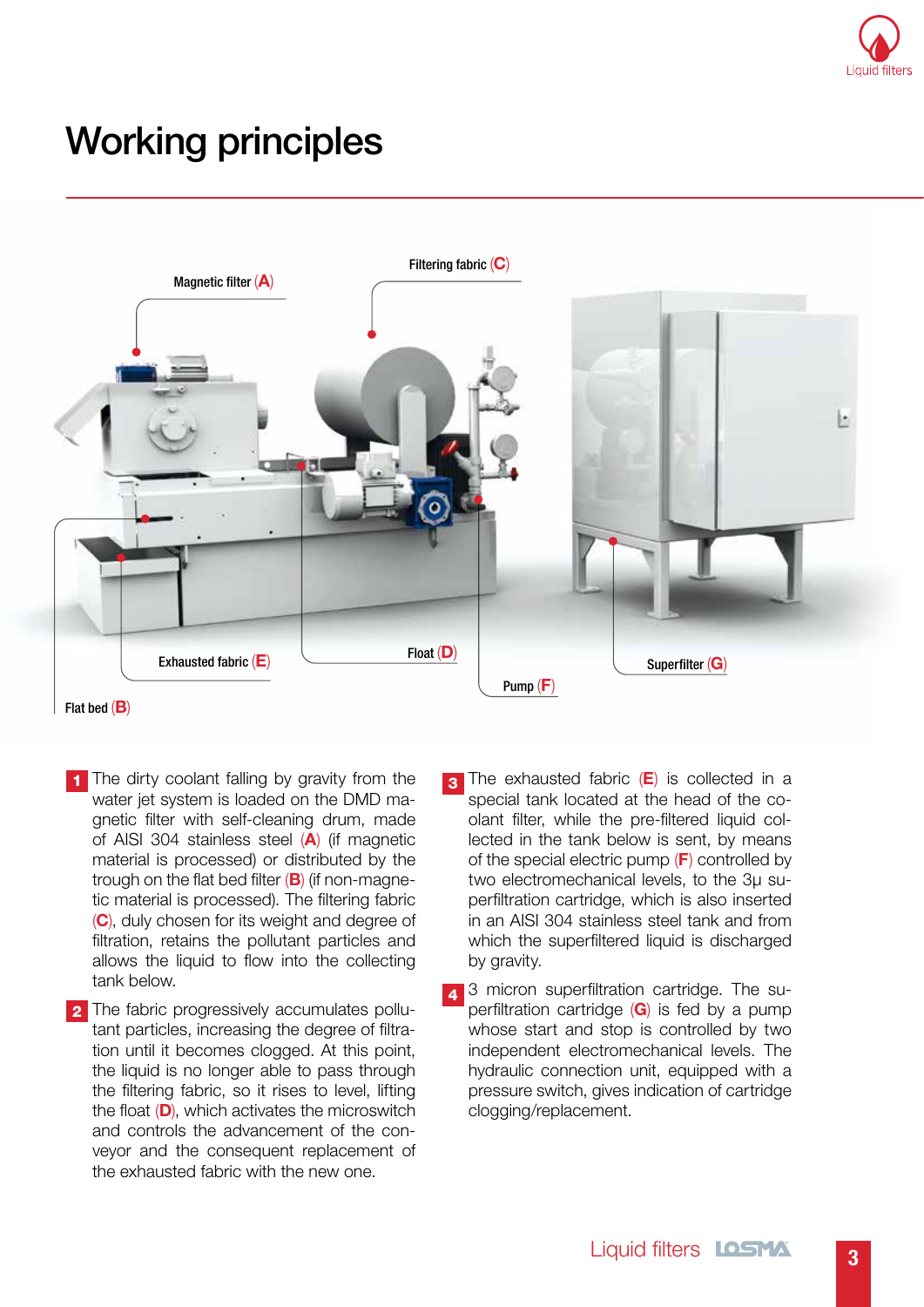# Working principles

Magnetic filter (A)

Filtering fabric (C)

Exhausted fabric (E)

Float (D)

Pump (F)

Superfilter (G)

Flat bed (B)

**1** The dirty coolant falling by gravity from the water jet system is loaded on the DMD magnetic filter with self-cleaning drum, made of AISI 304 stainless steel (**A**) (if magnetic material is processed) or distributed by the trough on the flat bed filter (**B**) (if non-magnetic material is processed). The filtering fabric (**C**), duly chosen for its weight and degree of filtration, retains the pollutant particles and allows the liquid to flow into the collecting tank below.

**2** The fabric progressively accumulates pollutant particles, increasing the degree of filtration until it becomes clogged. At this point, the liquid is no longer able to pass through the filtering fabric, so it rises to level, lifting the float (**D**), which activates the microswitch and controls the advancement of the conveyor and the consequent replacement of the exhausted fabric with the new one.

**3** The exhausted fabric (**E**) is collected in a special tank located at the head of the coolant filter, while the pre-filtered liquid collected in the tank below is sent, by means of the special electric pump (**F**) controlled by two electromechanical levels, to the 3μ superfiltration cartridge, which is also inserted in an AISI 304 stainless steel tank and from which the superfiltered liquid is discharged by gravity.

**4** 3 micron superfiltration cartridge. The superfiltration cartridge (**G**) is fed by a pump whose start and stop is controlled by two independent electromechanical levels. The hydraulic connection unit, equipped with a pressure switch, gives indication of cartridge clogging/replacement.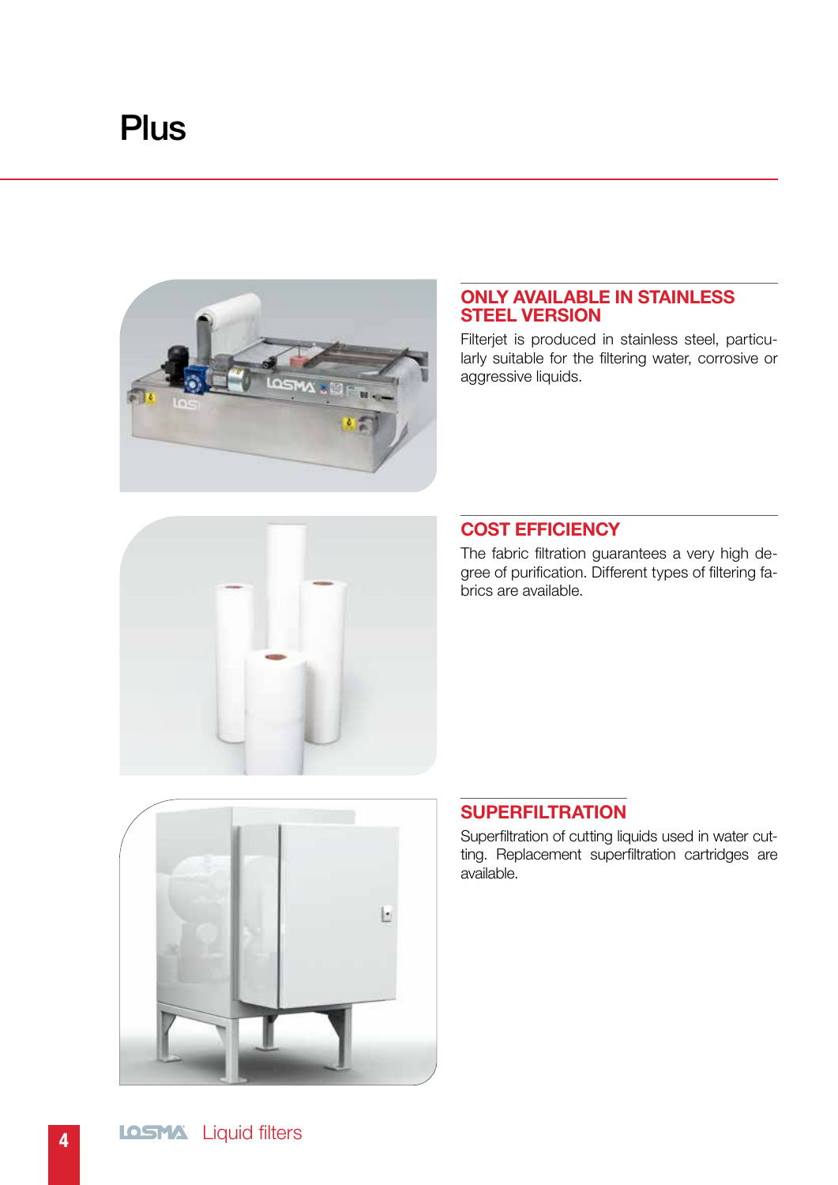# Plus

## ONLY AVAILABLE IN STAINLESS STEEL VERSION

Filterjet is produced in stainless steel, particularly suitable for the filtering water, corrosive or aggressive liquids.

## COST EFFICIENCY

The fabric filtration guarantees a very high degree of purification. Different types of filtering fabrics are available.

## SUPERFILTRATION

Superfiltration of cutting liquids used in water cutting. Replacement superfiltration cartridges are available.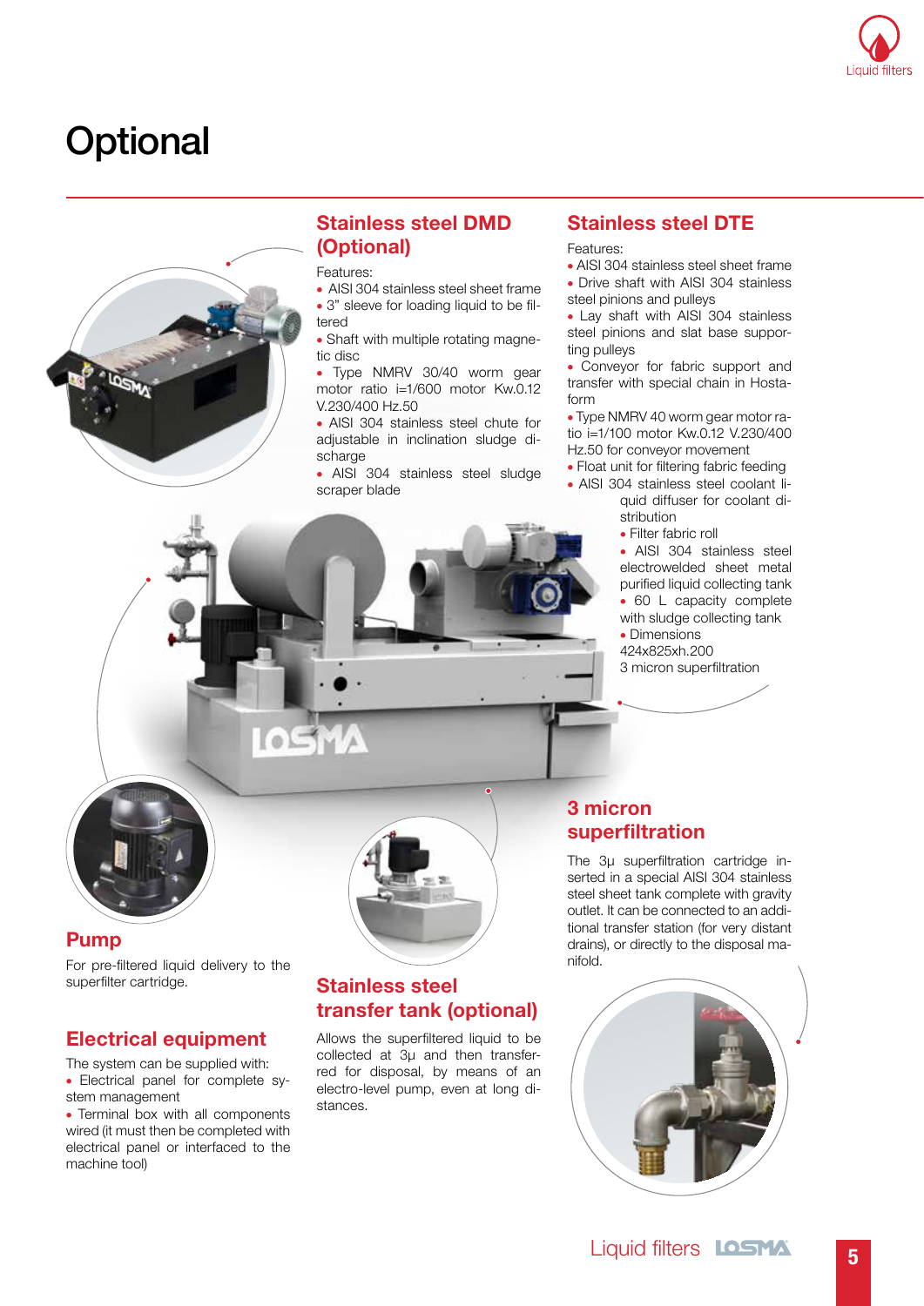# Optional

## Stainless steel DMD (Optional)

Features:

- AISI 304 stainless steel sheet frame
- 3" sleeve for loading liquid to be filtered
- Shaft with multiple rotating magnetic disc
- Type NMRV 30/40 worm gear motor ratio i=1/600 motor Kw.0.12 V.230/400 Hz.50
- AISI 304 stainless steel chute for adjustable in inclination sludge discharge
- AISI 304 stainless steel sludge scraper blade

## Stainless steel DTE

Features:

- AISI 304 stainless steel sheet frame
- Drive shaft with AISI 304 stainless steel pinions and pulleys
- Lay shaft with AISI 304 stainless steel pinions and slat base supporting pulleys
- Conveyor for fabric support and transfer with special chain in Hostaform
- Type NMRV 40 worm gear motor ratio i=1/100 motor Kw.0.12 V.230/400 Hz.50 for conveyor movement
- Float unit for filtering fabric feeding
- AISI 304 stainless steel coolant liquid diffuser for coolant distribution
- Filter fabric roll
- AISI 304 stainless steel electrowelded sheet metal purified liquid collecting tank
- 60 L capacity complete with sludge collecting tank
- Dimensions 424x825xh.200

3 micron superfiltration

## 3 micron superfiltration

The 3µ superfiltration cartridge inserted in a special AISI 304 stainless steel sheet tank complete with gravity outlet. It can be connected to an additional transfer station (for very distant drains), or directly to the disposal manifold.

## Pump

For pre-filtered liquid delivery to the superfilter cartridge.

## Electrical equipment

The system can be supplied with:

- Electrical panel for complete system management
- Terminal box with all components wired (it must then be completed with electrical panel or interfaced to the machine tool)

## Stainless steel transfer tank (optional)

Allows the superfiltered liquid to be collected at 3µ and then transferred for disposal, by means of an electro-level pump, even at long distances.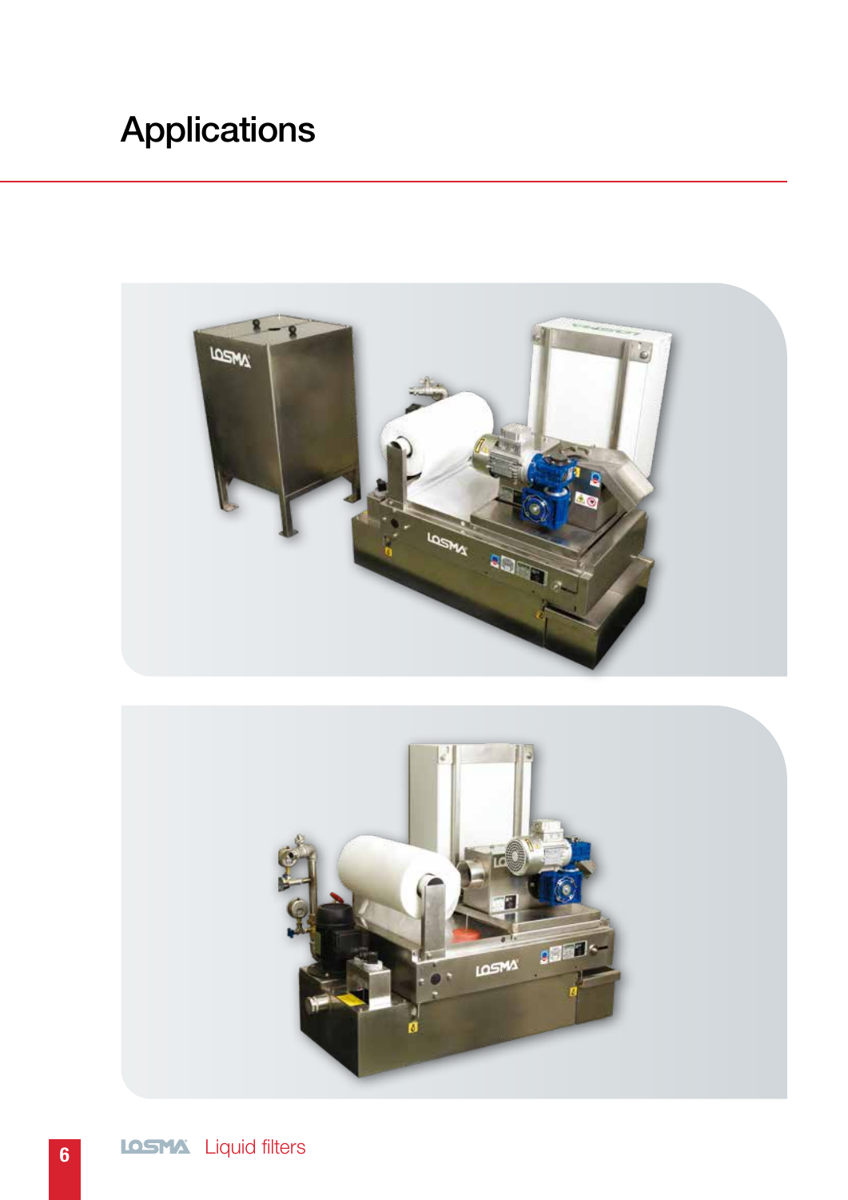# Applications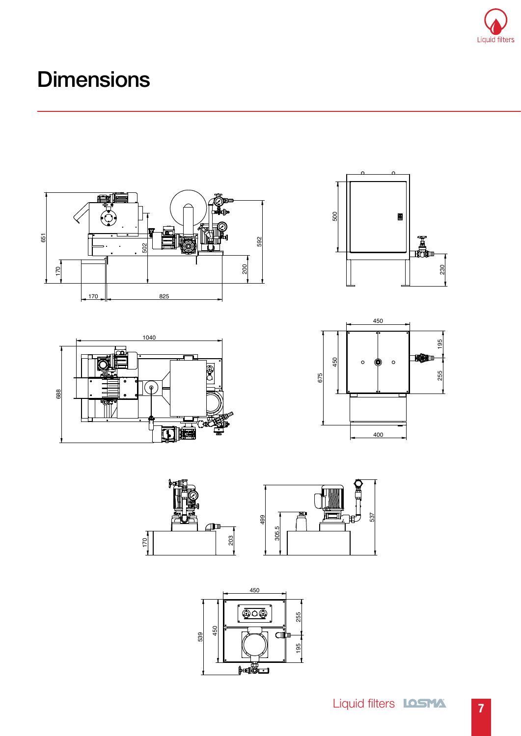# Dimensions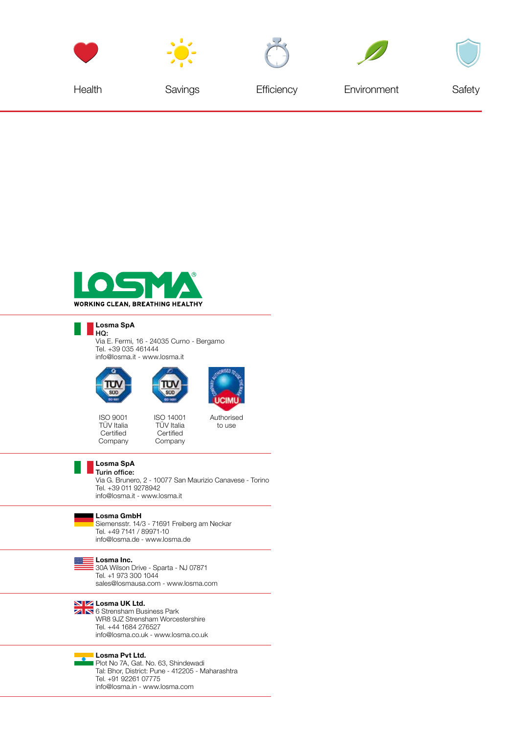Health

Savings

Efficiency

Environment

Safety

LOSMA®

WORKING CLEAN, BREATHING HEALTHY

**Losma SpA**
**HQ:**
Via E. Fermi, 16 - 24035 Curno - Bergamo
Tel. +39 035 461444
info@losma.it - www.losma.it

ISO 9001
TÜV Italia
Certified
Company

ISO 14001
TÜV Italia
Certified
Company

Authorised
to use

**Losma SpA**
**Turin office:**
Via G. Brunero, 2 - 10077 San Maurizio Canavese - Torino
Tel. +39 011 9278942
info@losma.it - www.losma.it

**Losma GmbH**
Siemensstr. 14/3 - 71691 Freiberg am Neckar
Tel. +49 7141 / 89971-10
info@losma.de - www.losma.de

**Losma Inc.**
30A Wilson Drive - Sparta - NJ 07871
Tel. +1 973 300 1044
sales@losmausa.com - www.losma.com

**Losma UK Ltd.**
6 Strensham Business Park
WR8 9JZ Strensham Worcestershire
Tel. +44 1684 276527
info@losma.co.uk - www.losma.co.uk

**Losma Pvt Ltd.**
Plot No 7A, Gat. No. 63, Shindewadi
Tal: Bhor, District: Pune - 412205 - Maharashtra
Tel. +91 92261 07775
info@losma.in - www.losma.com